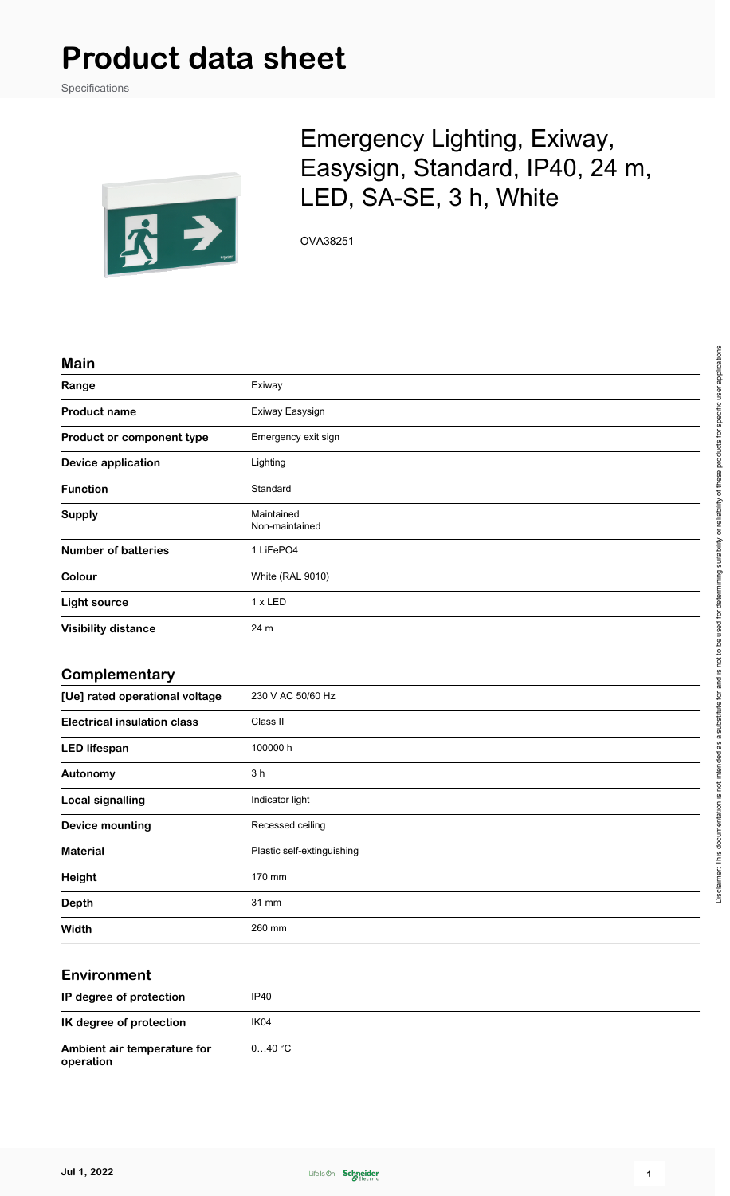# Product data sheet

Specifications

## Emergency Lighting, Exiway, Easysign, Standard, IP40, 24 m, LED, SA-SE, 3 h, White

OVA38251

### Main

| | |
|---|---|
| **Range** | Exiway |
| **Product name** | Exiway Easysign |
| **Product or component type** | Emergency exit sign |
| **Device application** | Lighting |
| **Function** | Standard |
| **Supply** | Maintained<br>Non-maintained |
| **Number of batteries** | 1 LiFePO4 |
| **Colour** | White (RAL 9010) |
| **Light source** | 1 x LED |
| **Visibility distance** | 24 m |

### Complementary

| | |
|---|---|
| **[Ue] rated operational voltage** | 230 V AC 50/60 Hz |
| **Electrical insulation class** | Class II |
| **LED lifespan** | 100000 h |
| **Autonomy** | 3 h |
| **Local signalling** | Indicator light |
| **Device mounting** | Recessed ceiling |
| **Material** | Plastic self-extinguishing |
| **Height** | 170 mm |
| **Depth** | 31 mm |
| **Width** | 260 mm |

### Environment

| | |
|---|---|
| **IP degree of protection** | IP40 |
| **IK degree of protection** | IK04 |
| **Ambient air temperature for operation** | 0…40 °C |

Disclaimer: This documentation is not intended as a substitute for and is not to be used for determining suitability or reliability of these products for specific user applications

Jul 1, 2022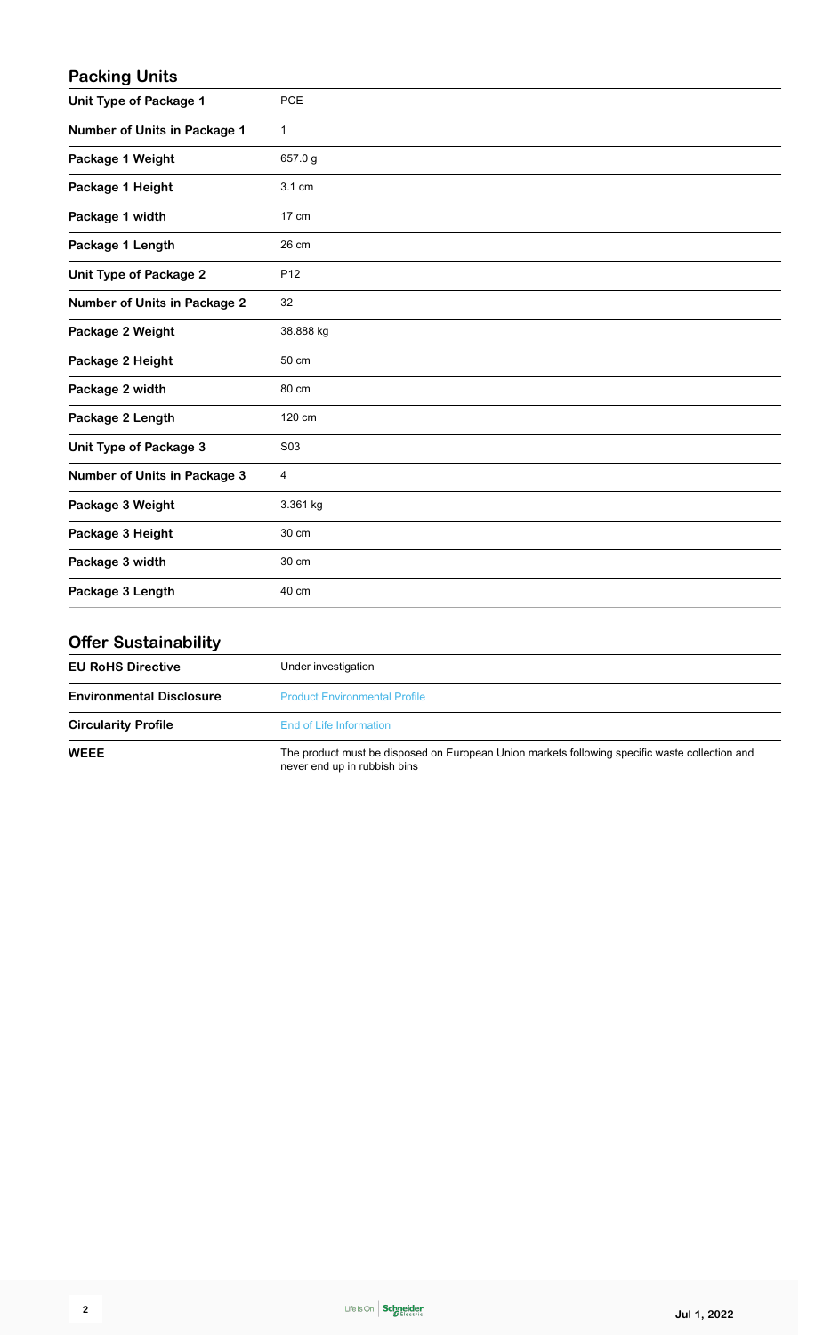## Packing Units

| | |
|---|---|
| **Unit Type of Package 1** | PCE |
| **Number of Units in Package 1** | 1 |
| **Package 1 Weight** | 657.0 g |
| **Package 1 Height** | 3.1 cm |
| **Package 1 width** | 17 cm |
| **Package 1 Length** | 26 cm |
| **Unit Type of Package 2** | P12 |
| **Number of Units in Package 2** | 32 |
| **Package 2 Weight** | 38.888 kg |
| **Package 2 Height** | 50 cm |
| **Package 2 width** | 80 cm |
| **Package 2 Length** | 120 cm |
| **Unit Type of Package 3** | S03 |
| **Number of Units in Package 3** | 4 |
| **Package 3 Weight** | 3.361 kg |
| **Package 3 Height** | 30 cm |
| **Package 3 width** | 30 cm |
| **Package 3 Length** | 40 cm |

## Offer Sustainability

| | |
|---|---|
| **EU RoHS Directive** | Under investigation |
| **Environmental Disclosure** | Product Environmental Profile |
| **Circularity Profile** | End of Life Information |
| **WEEE** | The product must be disposed on European Union markets following specific waste collection and never end up in rubbish bins |